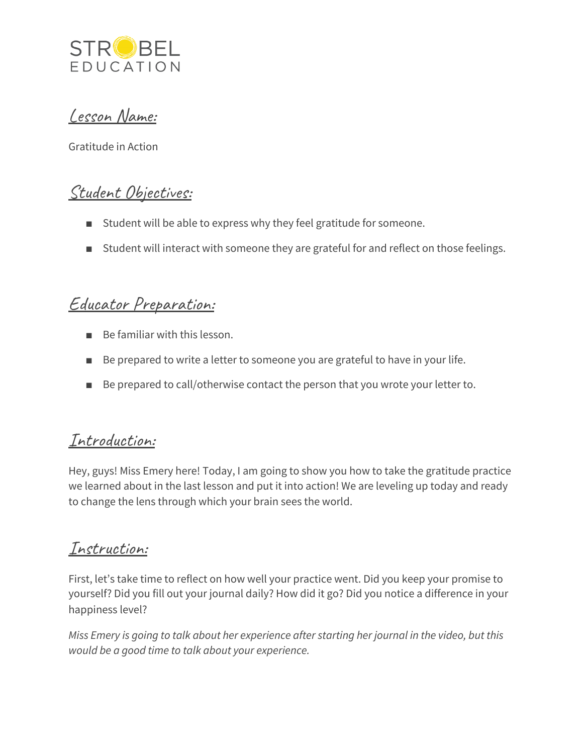STROBEL EDUCATION

## Lesson Name:

Gratitude in Action

## Student Objectives:

- Student will be able to express why they feel gratitude for someone.
- Student will interact with someone they are grateful for and reflect on those feelings.

## Educator Preparation:

- Be familiar with this lesson.
- Be prepared to write a letter to someone you are grateful to have in your life.
- Be prepared to call/otherwise contact the person that you wrote your letter to.

## Introduction:

Hey, guys! Miss Emery here! Today, I am going to show you how to take the gratitude practice we learned about in the last lesson and put it into action! We are leveling up today and ready to change the lens through which your brain sees the world.

## Instruction:

First, let's take time to reflect on how well your practice went. Did you keep your promise to yourself? Did you fill out your journal daily? How did it go? Did you notice a difference in your happiness level?

*Miss Emery is going to talk about her experience after starting her journal in the video, but this would be a good time to talk about your experience.*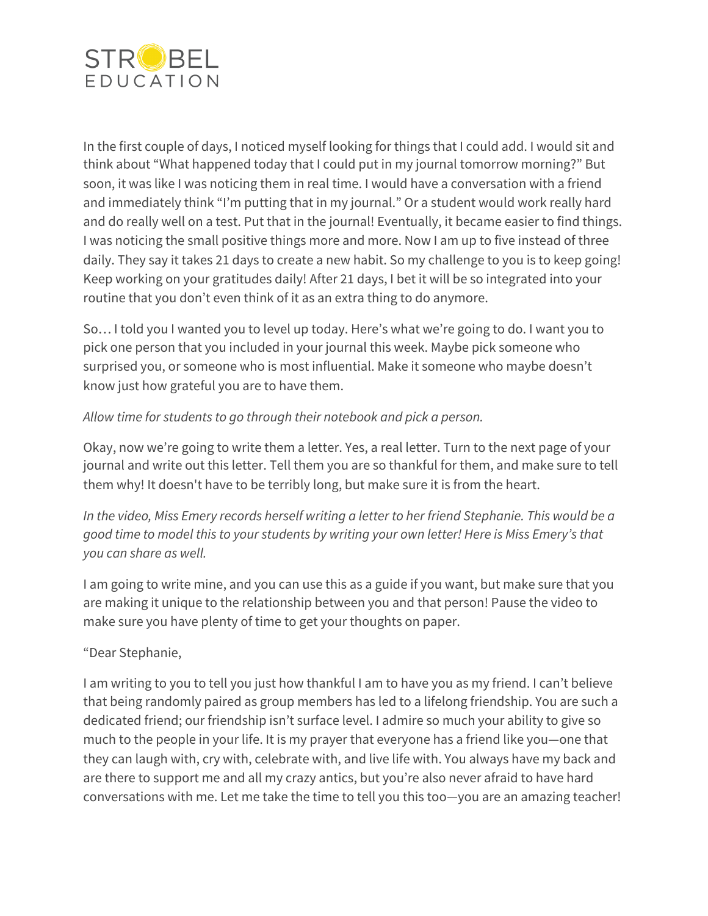In the first couple of days, I noticed myself looking for things that I could add. I would sit and think about "What happened today that I could put in my journal tomorrow morning?" But soon, it was like I was noticing them in real time. I would have a conversation with a friend and immediately think "I'm putting that in my journal." Or a student would work really hard and do really well on a test. Put that in the journal! Eventually, it became easier to find things. I was noticing the small positive things more and more. Now I am up to five instead of three daily. They say it takes 21 days to create a new habit. So my challenge to you is to keep going! Keep working on your gratitudes daily! After 21 days, I bet it will be so integrated into your routine that you don't even think of it as an extra thing to do anymore.

So… I told you I wanted you to level up today. Here's what we're going to do. I want you to pick one person that you included in your journal this week. Maybe pick someone who surprised you, or someone who is most influential. Make it someone who maybe doesn't know just how grateful you are to have them.

*Allow time for students to go through their notebook and pick a person.*

Okay, now we're going to write them a letter. Yes, a real letter. Turn to the next page of your journal and write out this letter. Tell them you are so thankful for them, and make sure to tell them why! It doesn't have to be terribly long, but make sure it is from the heart.

*In the video, Miss Emery records herself writing a letter to her friend Stephanie. This would be a good time to model this to your students by writing your own letter! Here is Miss Emery's that you can share as well.*

I am going to write mine, and you can use this as a guide if you want, but make sure that you are making it unique to the relationship between you and that person! Pause the video to make sure you have plenty of time to get your thoughts on paper.

"Dear Stephanie,

I am writing to you to tell you just how thankful I am to have you as my friend. I can't believe that being randomly paired as group members has led to a lifelong friendship. You are such a dedicated friend; our friendship isn't surface level. I admire so much your ability to give so much to the people in your life. It is my prayer that everyone has a friend like you—one that they can laugh with, cry with, celebrate with, and live life with. You always have my back and are there to support me and all my crazy antics, but you're also never afraid to have hard conversations with me. Let me take the time to tell you this too—you are an amazing teacher!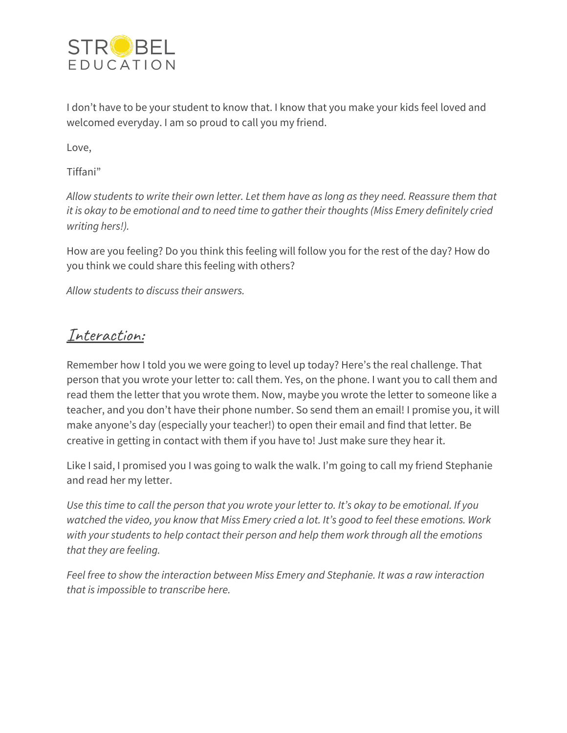I don't have to be your student to know that. I know that you make your kids feel loved and welcomed everyday. I am so proud to call you my friend.

Love,

Tiffani"

*Allow students to write their own letter. Let them have as long as they need. Reassure them that it is okay to be emotional and to need time to gather their thoughts (Miss Emery definitely cried writing hers!).*

How are you feeling? Do you think this feeling will follow you for the rest of the day? How do you think we could share this feeling with others?

*Allow students to discuss their answers.*

## Interaction:

Remember how I told you we were going to level up today? Here's the real challenge. That person that you wrote your letter to: call them. Yes, on the phone. I want you to call them and read them the letter that you wrote them. Now, maybe you wrote the letter to someone like a teacher, and you don't have their phone number. So send them an email! I promise you, it will make anyone's day (especially your teacher!) to open their email and find that letter. Be creative in getting in contact with them if you have to! Just make sure they hear it.

Like I said, I promised you I was going to walk the walk. I'm going to call my friend Stephanie and read her my letter.

*Use this time to call the person that you wrote your letter to. It's okay to be emotional. If you watched the video, you know that Miss Emery cried a lot. It's good to feel these emotions. Work with your students to help contact their person and help them work through all the emotions that they are feeling.*

*Feel free to show the interaction between Miss Emery and Stephanie. It was a raw interaction that is impossible to transcribe here.*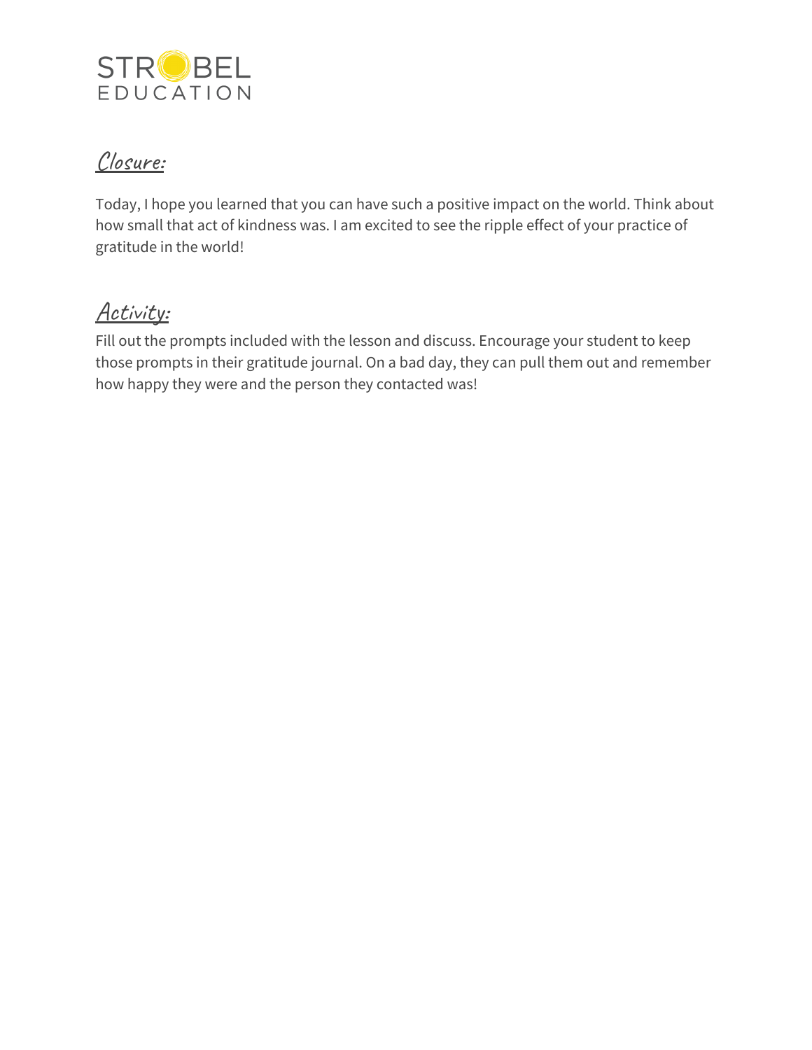## Closure:

Today, I hope you learned that you can have such a positive impact on the world. Think about how small that act of kindness was. I am excited to see the ripple effect of your practice of gratitude in the world!

## Activity:

Fill out the prompts included with the lesson and discuss. Encourage your student to keep those prompts in their gratitude journal. On a bad day, they can pull them out and remember how happy they were and the person they contacted was!